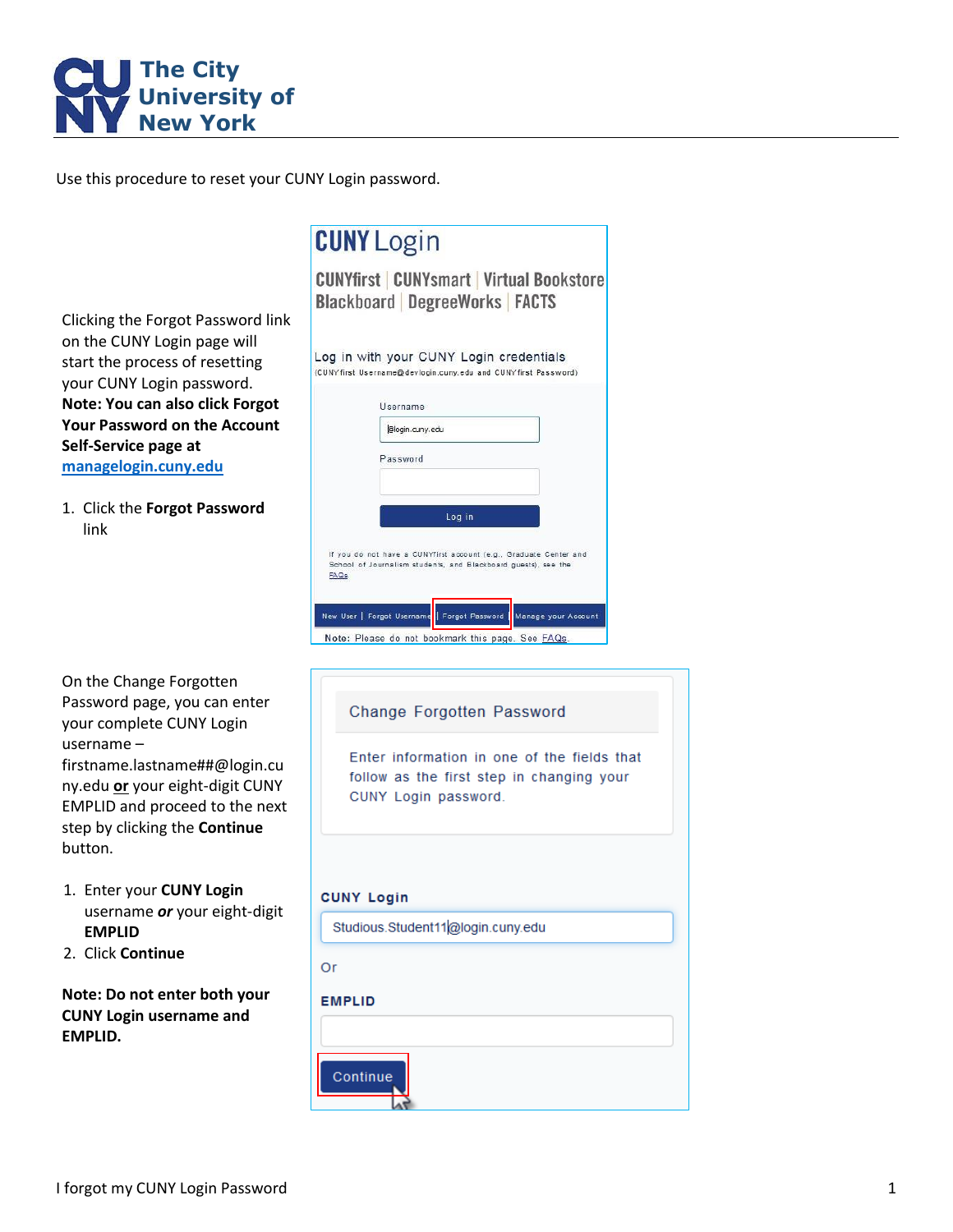# The City University of New York

Use this procedure to reset your CUNY Login password.

Clicking the Forgot Password link on the CUNY Login page will start the process of resetting your CUNY Login password. **Note: You can also click Forgot Your Password on the Account Self-Service page at** **[managelogin.cuny.edu](managelogin.cuny.edu)**

1. Click the **Forgot Password** link

On the Change Forgotten Password page, you can enter your complete CUNY Login username – firstname.lastname##@login.cuny.edu **or** your eight-digit CUNY EMPLID and proceed to the next step by clicking the **Continue** button.

1. Enter your **CUNY Login** username ***or*** your eight-digit **EMPLID**
2. Click **Continue**

**Note: Do not enter both your CUNY Login username and EMPLID.**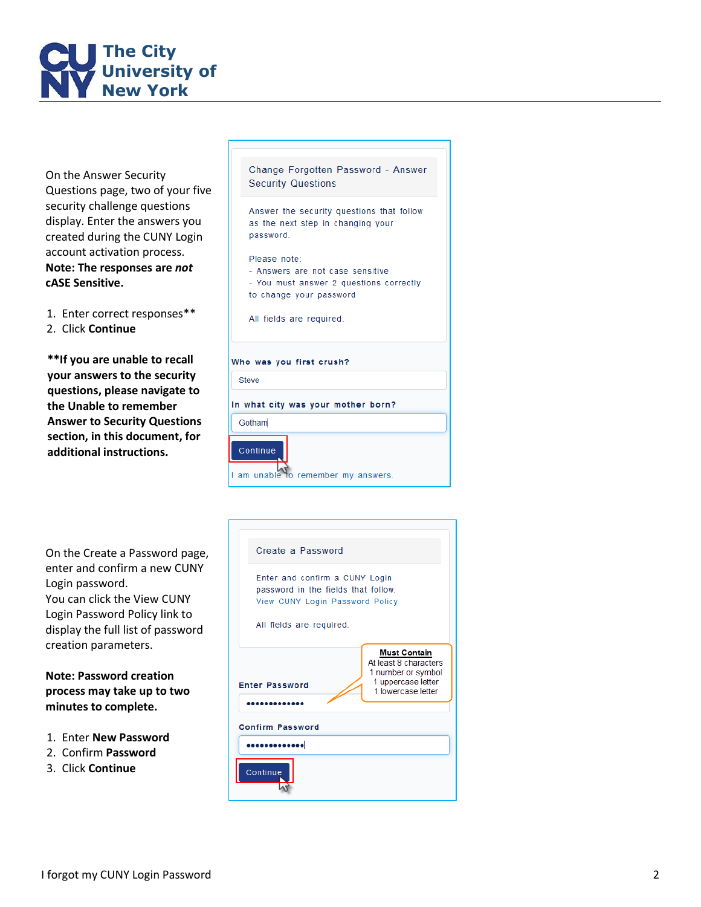On the Answer Security Questions page, two of your five security challenge questions display. Enter the answers you created during the CUNY Login account activation process. **Note: The responses are *not* cASE Sensitive.**

1. Enter correct responses**
2. Click **Continue**

****If you are unable to recall your answers to the security questions, please navigate to the Unable to remember Answer to Security Questions section, in this document, for additional instructions.**

Change Forgotten Password - Answer Security Questions

Answer the security questions that follow as the next step in changing your password.

Please note:
- Answers are not case sensitive
- You must answer 2 questions correctly to change your password

All fields are required.

**Who was you first crush?**

Steve

**In what city was your mother born?**

Gotham

Continue

I am unable to remember my answers

On the Create a Password page, enter and confirm a new CUNY Login password.
You can click the View CUNY Login Password Policy link to display the full list of password creation parameters.

**Note: Password creation process may take up to two minutes to complete.**

1. Enter **New Password**
2. Confirm **Password**
3. Click **Continue**

Create a Password

Enter and confirm a CUNY Login password in the fields that follow.
View CUNY Login Password Policy

All fields are required.

**Must Contain**
At least 8 characters
1 number or symbol
1 uppercase letter
1 lowercase letter

**Enter Password**

**Confirm Password**

Continue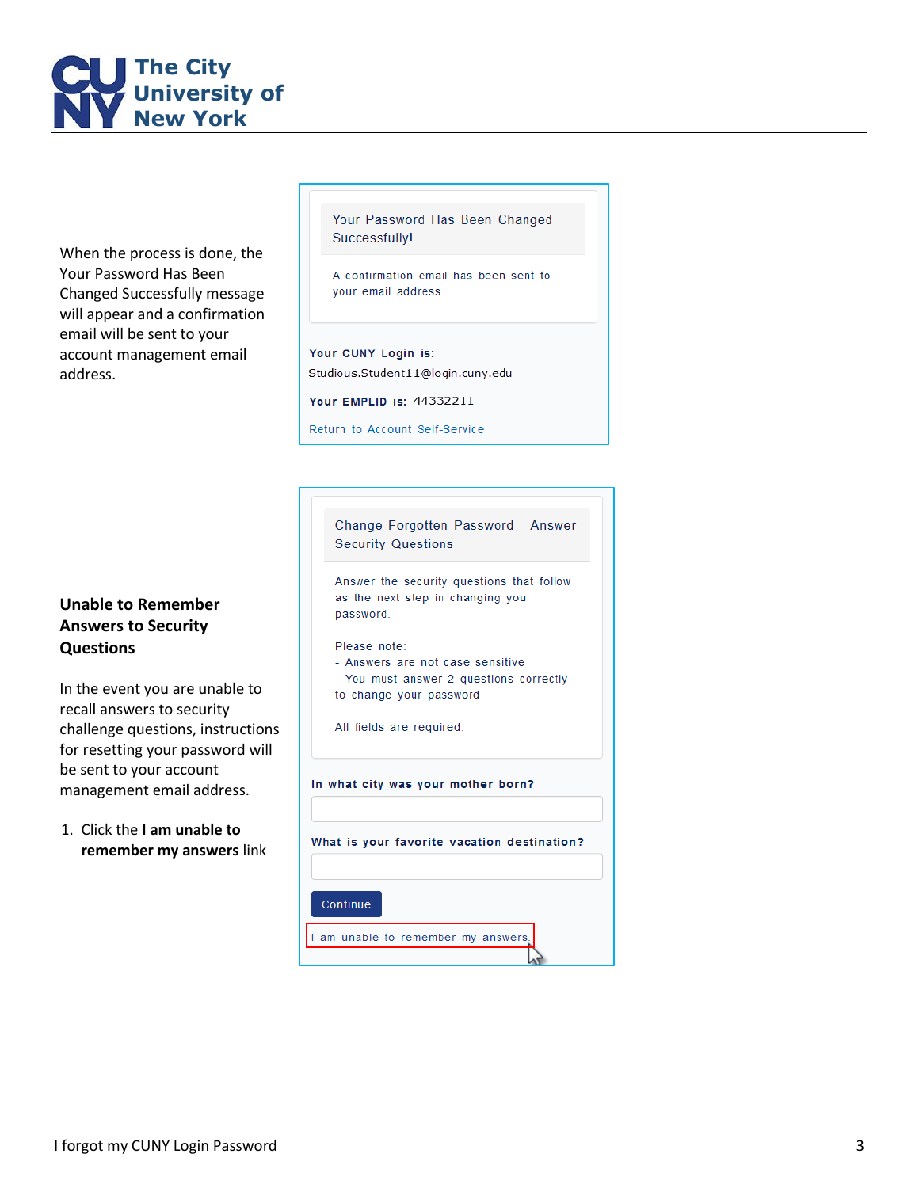When the process is done, the Your Password Has Been Changed Successfully message will appear and a confirmation email will be sent to your account management email address.

Your Password Has Been Changed Successfully!

A confirmation email has been sent to your email address

**Your CUNY Login is:** Studious.Student11@login.cuny.edu

**Your EMPLID is:** 44332211

Return to Account Self-Service

### Unable to Remember Answers to Security Questions

In the event you are unable to recall answers to security challenge questions, instructions for resetting your password will be sent to your account management email address.

1. Click the **I am unable to remember my answers** link

Change Forgotten Password - Answer Security Questions

Answer the security questions that follow as the next step in changing your password.

Please note:
- Answers are not case sensitive
- You must answer 2 questions correctly to change your password

All fields are required.

**In what city was your mother born?**

**What is your favorite vacation destination?**

Continue

I am unable to remember my answers.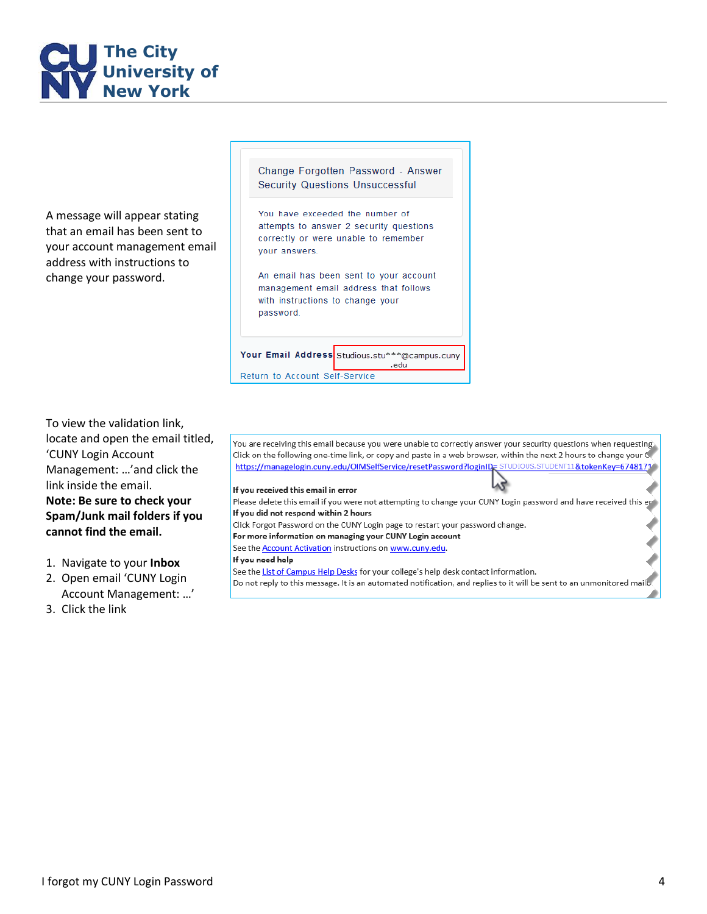A message will appear stating that an email has been sent to your account management email address with instructions to change your password.

Change Forgotten Password - Answer Security Questions Unsuccessful

You have exceeded the number of attempts to answer 2 security questions correctly or were unable to remember your answers.

An email has been sent to your account management email address that follows with instructions to change your password.

**Your Email Address** Studious.stu***@campus.cuny.edu

Return to Account Self-Service

To view the validation link, locate and open the email titled, 'CUNY Login Account Management: …'and click the link inside the email.

**Note: Be sure to check your Spam/Junk mail folders if you cannot find the email.**

1. Navigate to your **Inbox**
2. Open email 'CUNY Login Account Management: …'
3. Click the link

You are receiving this email because you were unable to correctly answer your security questions when requesting
Click on the following one-time link, or copy and paste in a web browser, within the next 2 hours to change your C
https://managelogin.cuny.edu/OIMSelfService/resetPassword?loginID=STUDIOUS.STUDENT11&tokenKey=674817

**If you received this email in error**
Please delete this email if you were not attempting to change your CUNY Login password and have received this er
**If you did not respond within 2 hours**
Click Forgot Password on the CUNY Login page to restart your password change.
**For more information on managing your CUNY Login account**
See the Account Activation instructions on www.cuny.edu.
**If you need help**
See the List of Campus Help Desks for your college's help desk contact information.
Do not reply to this message. It is an automated notification, and replies to it will be sent to an unmonitored mailb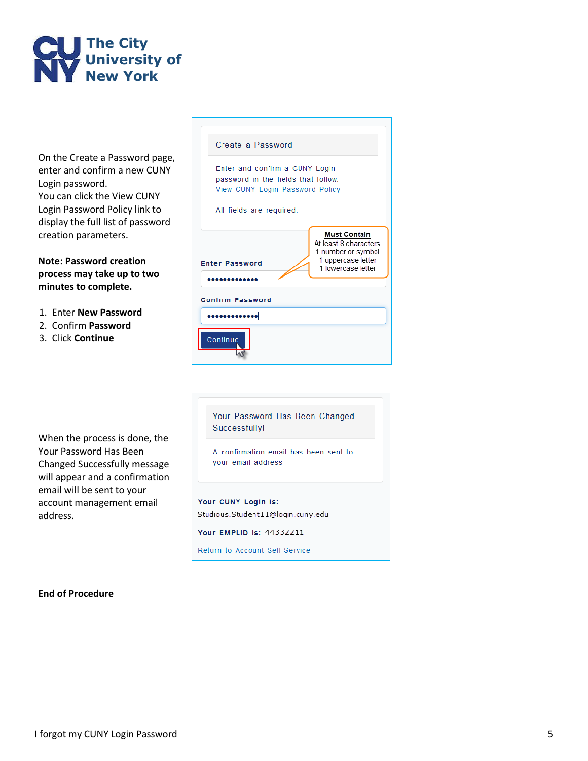On the Create a Password page, enter and confirm a new CUNY Login password.
You can click the View CUNY Login Password Policy link to display the full list of password creation parameters.

**Note: Password creation process may take up to two minutes to complete.**

1. Enter **New Password**
2. Confirm **Password**
3. Click **Continue**

Create a Password

Enter and confirm a CUNY Login password in the fields that follow.
View CUNY Login Password Policy

All fields are required.

**Must Contain**
At least 8 characters
1 number or symbol
1 uppercase letter
1 lowercase letter

Enter Password

Confirm Password

Continue

When the process is done, the Your Password Has Been Changed Successfully message will appear and a confirmation email will be sent to your account management email address.

Your Password Has Been Changed Successfully!

A confirmation email has been sent to your email address

**Your CUNY Login is:**
Studious.Student11@login.cuny.edu

**Your EMPLID is:** 44332211

Return to Account Self-Service

**End of Procedure**